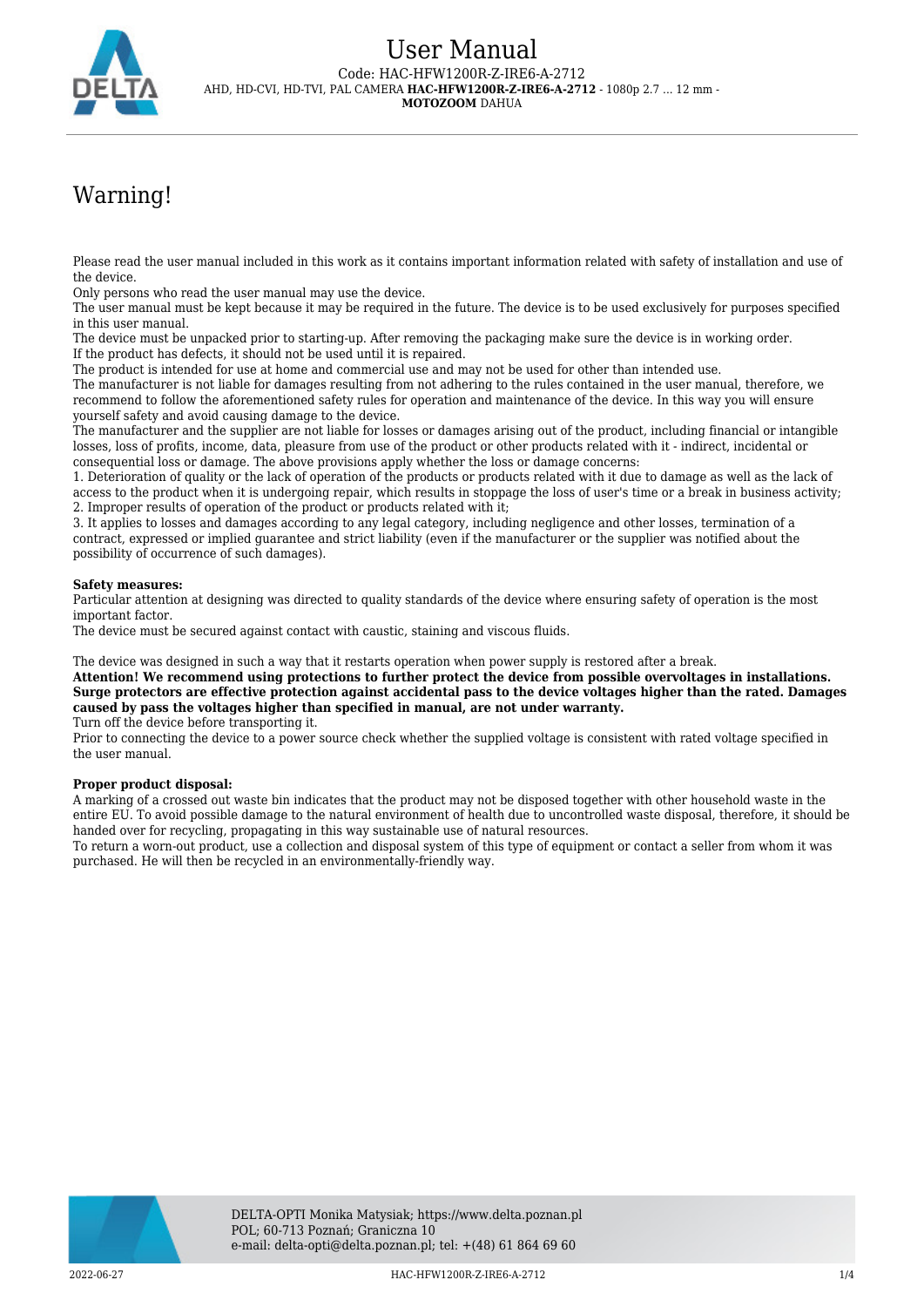# User Manual

Code: HAC-HFW1200R-Z-IRE6-A-2712

AHD, HD-CVI, HD-TVI, PAL CAMERA **HAC-HFW1200R-Z-IRE6-A-2712** - 1080p 2.7 ... 12 mm - **MOTOZOOM** DAHUA

## Warning!

Please read the user manual included in this work as it contains important information related with safety of installation and use of the device.
Only persons who read the user manual may use the device.
The user manual must be kept because it may be required in the future. The device is to be used exclusively for purposes specified in this user manual.
The device must be unpacked prior to starting-up. After removing the packaging make sure the device is in working order.
If the product has defects, it should not be used until it is repaired.
The product is intended for use at home and commercial use and may not be used for other than intended use.
The manufacturer is not liable for damages resulting from not adhering to the rules contained in the user manual, therefore, we recommend to follow the aforementioned safety rules for operation and maintenance of the device. In this way you will ensure yourself safety and avoid causing damage to the device.
The manufacturer and the supplier are not liable for losses or damages arising out of the product, including financial or intangible losses, loss of profits, income, data, pleasure from use of the product or other products related with it - indirect, incidental or consequential loss or damage. The above provisions apply whether the loss or damage concerns:
1. Deterioration of quality or the lack of operation of the products or products related with it due to damage as well as the lack of access to the product when it is undergoing repair, which results in stoppage the loss of user's time or a break in business activity;
2. Improper results of operation of the product or products related with it;
3. It applies to losses and damages according to any legal category, including negligence and other losses, termination of a contract, expressed or implied guarantee and strict liability (even if the manufacturer or the supplier was notified about the possibility of occurrence of such damages).

**Safety measures:**
Particular attention at designing was directed to quality standards of the device where ensuring safety of operation is the most important factor.
The device must be secured against contact with caustic, staining and viscous fluids.

The device was designed in such a way that it restarts operation when power supply is restored after a break.
**Attention! We recommend using protections to further protect the device from possible overvoltages in installations. Surge protectors are effective protection against accidental pass to the device voltages higher than the rated. Damages caused by pass the voltages higher than specified in manual, are not under warranty.**
Turn off the device before transporting it.
Prior to connecting the device to a power source check whether the supplied voltage is consistent with rated voltage specified in the user manual.

**Proper product disposal:**
A marking of a crossed out waste bin indicates that the product may not be disposed together with other household waste in the entire EU. To avoid possible damage to the natural environment of health due to uncontrolled waste disposal, therefore, it should be handed over for recycling, propagating in this way sustainable use of natural resources.
To return a worn-out product, use a collection and disposal system of this type of equipment or contact a seller from whom it was purchased. He will then be recycled in an environmentally-friendly way.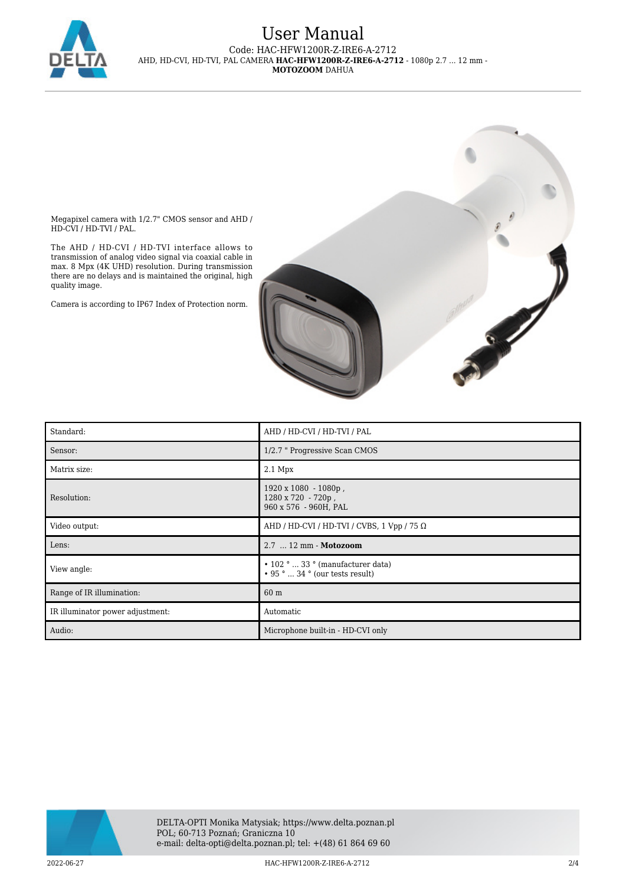Megapixel camera with 1/2.7" CMOS sensor and AHD / HD-CVI / HD-TVI / PAL.

The AHD / HD-CVI / HD-TVI interface allows to transmission of analog video signal via coaxial cable in max. 8 Mpx (4K UHD) resolution. During transmission there are no delays and is maintained the original, high quality image.

Camera is according to IP67 Index of Protection norm.

| | |
|---|---|
| Standard: | AHD / HD-CVI / HD-TVI / PAL |
| Sensor: | 1/2.7 " Progressive Scan CMOS |
| Matrix size: | 2.1 Mpx |
| Resolution: | 1920 x 1080 - 1080p ,<br>1280 x 720 - 720p ,<br>960 x 576 - 960H, PAL |
| Video output: | AHD / HD-CVI / HD-TVI / CVBS, 1 Vpp / 75 Ω |
| Lens: | 2.7 ... 12 mm - **Motozoom** |
| View angle: | • 102 ° ... 33 ° (manufacturer data)<br>• 95 ° ... 34 ° (our tests result) |
| Range of IR illumination: | 60 m |
| IR illuminator power adjustment: | Automatic |
| Audio: | Microphone built-in - HD-CVI only |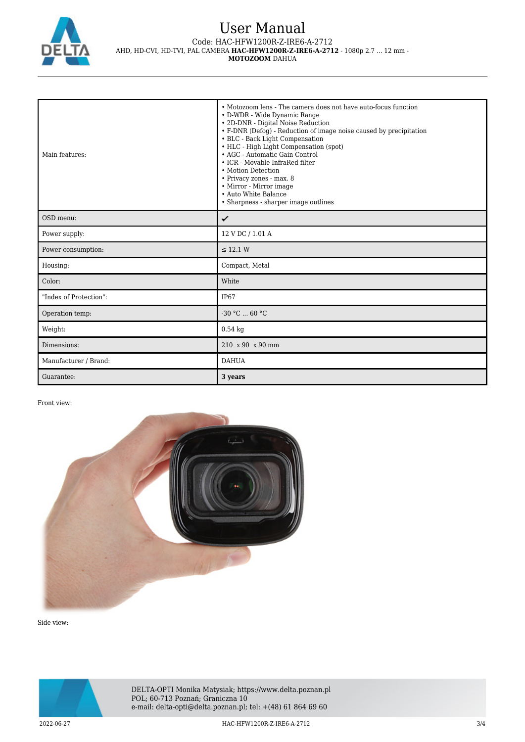| | |
|---|---|
| Main features: | • Motozoom lens - The camera does not have auto-focus function<br>• D-WDR - Wide Dynamic Range<br>• 2D-DNR - Digital Noise Reduction<br>• F-DNR (Defog) - Reduction of image noise caused by precipitation<br>• BLC - Back Light Compensation<br>• HLC - High Light Compensation (spot)<br>• AGC - Automatic Gain Control<br>• ICR - Movable InfraRed filter<br>• Motion Detection<br>• Privacy zones - max. 8<br>• Mirror - Mirror image<br>• Auto White Balance<br>• Sharpness - sharper image outlines |
| OSD menu: | ✔ |
| Power supply: | 12 V DC / 1.01 A |
| Power consumption: | ≤ 12.1 W |
| Housing: | Compact, Metal |
| Color: | White |
| "Index of Protection": | IP67 |
| Operation temp: | -30 °C ... 60 °C |
| Weight: | 0.54 kg |
| Dimensions: | 210 x 90 x 90 mm |
| Manufacturer / Brand: | DAHUA |
| Guarantee: | **3 years** |

Front view:

Side view: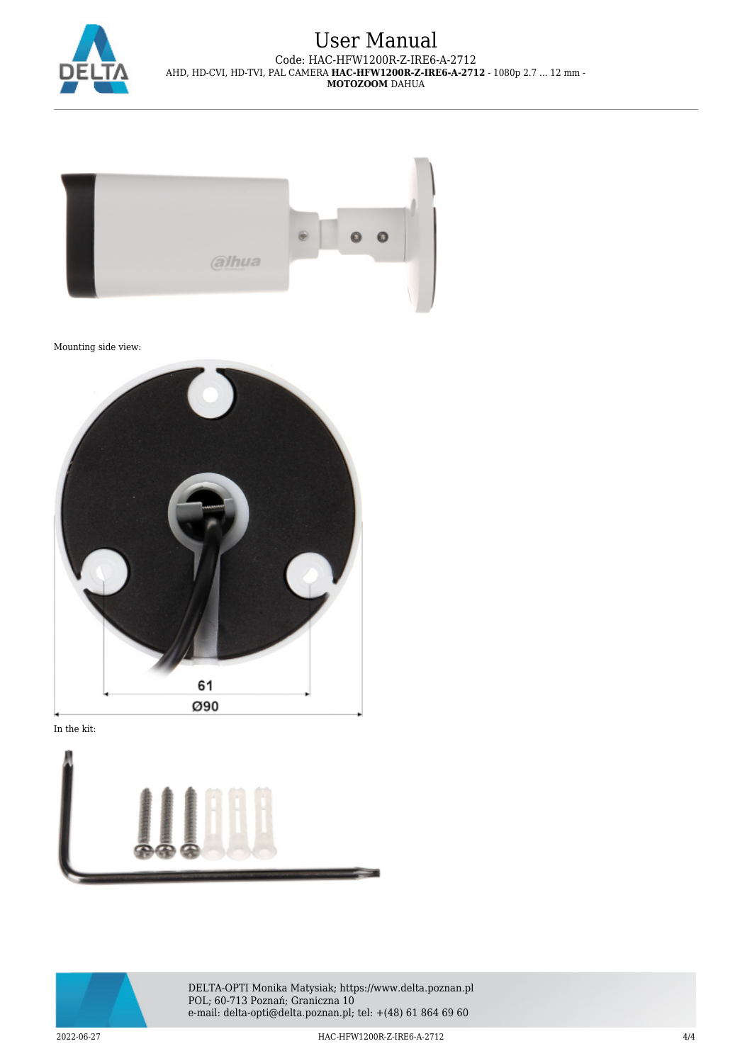Mounting side view:

61

Ø90

In the kit: